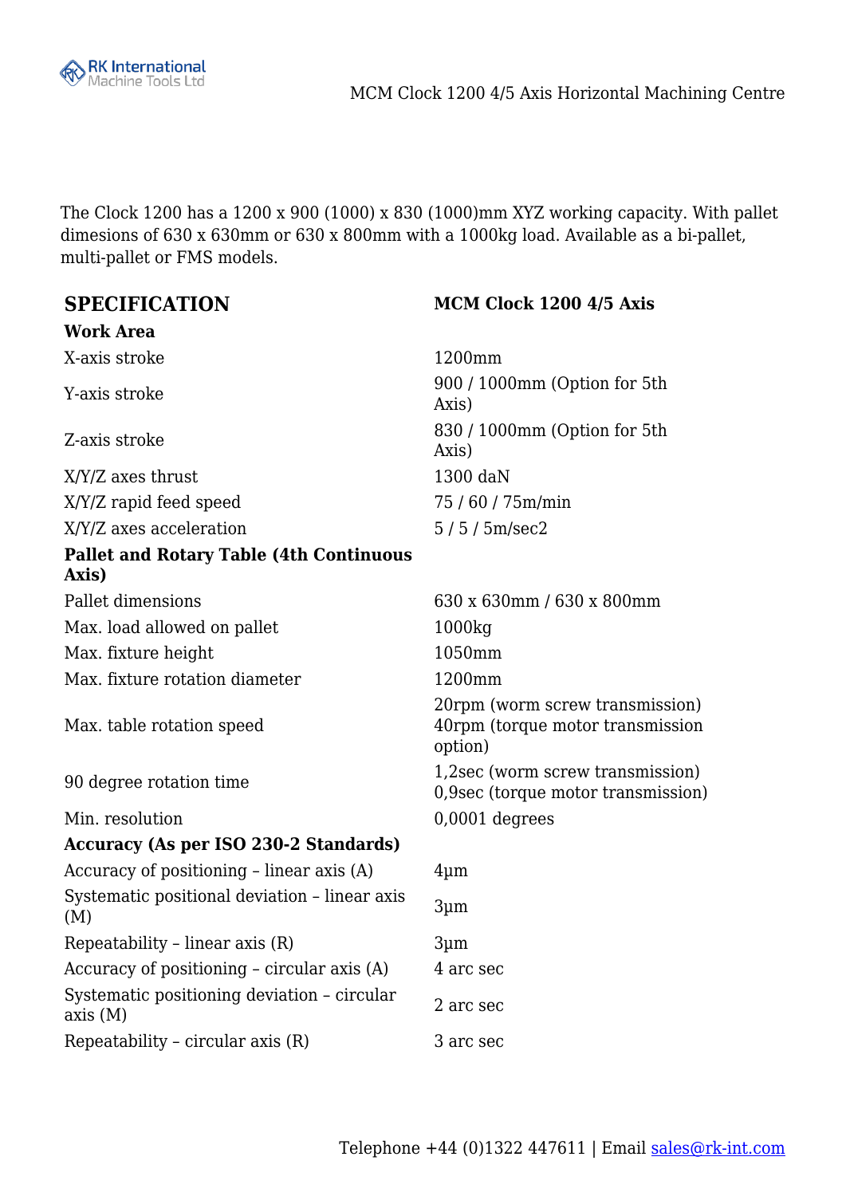# MCM Clock 1200 4/5 Axis Horizontal Machining Centre

The Clock 1200 has a 1200 x 900 (1000) x 830 (1000)mm XYZ working capacity. With pallet dimesions of 630 x 630mm or 630 x 800mm with a 1000kg load. Available as a bi-pallet, multi-pallet or FMS models.

| **SPECIFICATION** | **MCM Clock 1200 4/5 Axis** |
|---|---|
| **Work Area** | |
| X-axis stroke | 1200mm |
| Y-axis stroke | 900 / 1000mm (Option for 5th Axis) |
| Z-axis stroke | 830 / 1000mm (Option for 5th Axis) |
| X/Y/Z axes thrust | 1300 daN |
| X/Y/Z rapid feed speed | 75 / 60 / 75m/min |
| X/Y/Z axes acceleration | 5 / 5 / 5m/sec2 |
| **Pallet and Rotary Table (4th Continuous Axis)** | |
| Pallet dimensions | 630 x 630mm / 630 x 800mm |
| Max. load allowed on pallet | 1000kg |
| Max. fixture height | 1050mm |
| Max. fixture rotation diameter | 1200mm |
| Max. table rotation speed | 20rpm (worm screw transmission) 40rpm (torque motor transmission option) |
| 90 degree rotation time | 1,2sec (worm screw transmission) 0,9sec (torque motor transmission) |
| Min. resolution | 0,0001 degrees |
| **Accuracy (As per ISO 230-2 Standards)** | |
| Accuracy of positioning – linear axis (A) | 4µm |
| Systematic positional deviation – linear axis (M) | 3µm |
| Repeatability – linear axis (R) | 3µm |
| Accuracy of positioning – circular axis (A) | 4 arc sec |
| Systematic positioning deviation – circular axis (M) | 2 arc sec |
| Repeatability – circular axis (R) | 3 arc sec |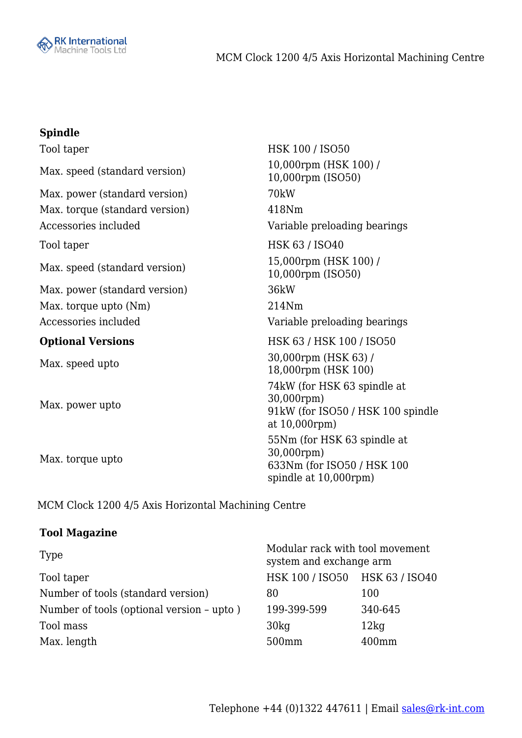| **Spindle** | |
|---|---|
| Tool taper | HSK 100 / ISO50 |
| Max. speed (standard version) | 10,000rpm (HSK 100) / 10,000rpm (ISO50) |
| Max. power (standard version) | 70kW |
| Max. torque (standard version) | 418Nm |
| Accessories included | Variable preloading bearings |
| Tool taper | HSK 63 / ISO40 |
| Max. speed (standard version) | 15,000rpm (HSK 100) / 10,000rpm (ISO50) |
| Max. power (standard version) | 36kW |
| Max. torque upto (Nm) | 214Nm |
| Accessories included | Variable preloading bearings |
| **Optional Versions** | HSK 63 / HSK 100 / ISO50 |
| Max. speed upto | 30,000rpm (HSK 63) / 18,000rpm (HSK 100) |
| Max. power upto | 74kW (for HSK 63 spindle at 30,000rpm) 91kW (for ISO50 / HSK 100 spindle at 10,000rpm) |
| Max. torque upto | 55Nm (for HSK 63 spindle at 30,000rpm) 633Nm (for ISO50 / HSK 100 spindle at 10,000rpm) |

MCM Clock 1200 4/5 Axis Horizontal Machining Centre

| **Tool Magazine** | | |
|---|---|---|
| Type | Modular rack with tool movement system and exchange arm | |
| Tool taper | HSK 100 / ISO50 | HSK 63 / ISO40 |
| Number of tools (standard version) | 80 | 100 |
| Number of tools (optional version – upto ) | 199-399-599 | 340-645 |
| Tool mass | 30kg | 12kg |
| Max. length | 500mm | 400mm |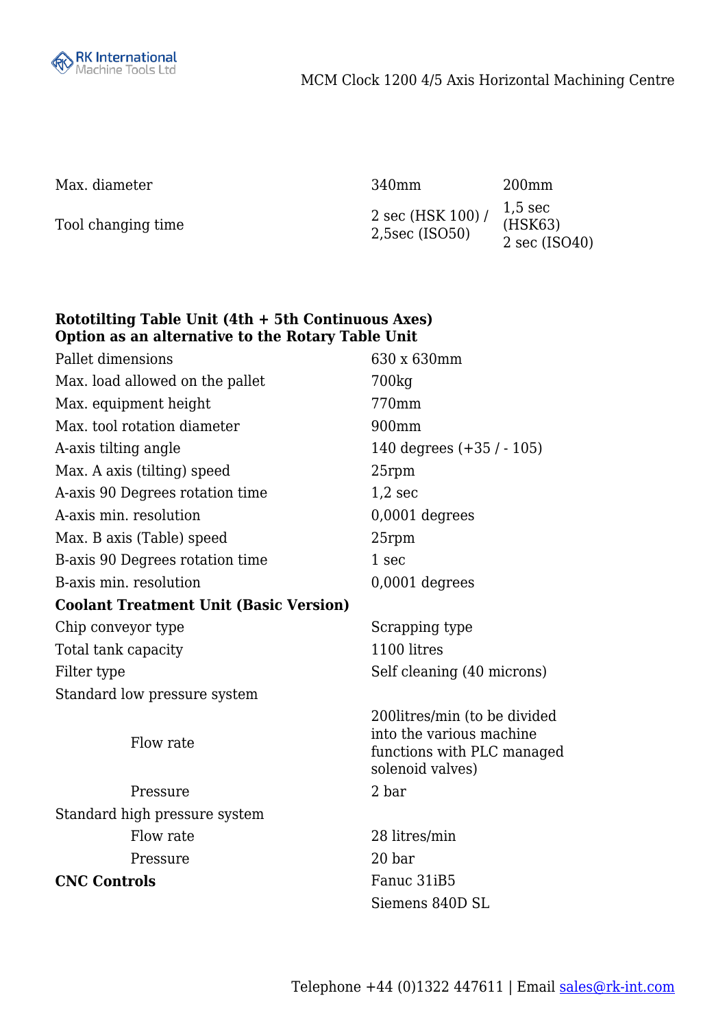| | | |
|---|---|---|
| Max. diameter | 340mm | 200mm |
| Tool changing time | 2 sec (HSK 100) / 2,5sec (ISO50) | 1,5 sec (HSK63) 2 sec (ISO40) |

**Rototilting Table Unit (4th + 5th Continuous Axes)**
**Option as an alternative to the Rotary Table Unit**

| | |
|---|---|
| Pallet dimensions | 630 x 630mm |
| Max. load allowed on the pallet | 700kg |
| Max. equipment height | 770mm |
| Max. tool rotation diameter | 900mm |
| A-axis tilting angle | 140 degrees (+35 / - 105) |
| Max. A axis (tilting) speed | 25rpm |
| A-axis 90 Degrees rotation time | 1,2 sec |
| A-axis min. resolution | 0,0001 degrees |
| Max. B axis (Table) speed | 25rpm |
| B-axis 90 Degrees rotation time | 1 sec |
| B-axis min. resolution | 0,0001 degrees |
| **Coolant Treatment Unit (Basic Version)** | |
| Chip conveyor type | Scrapping type |
| Total tank capacity | 1100 litres |
| Filter type | Self cleaning (40 microns) |
| Standard low pressure system | |
| Flow rate | 200litres/min (to be divided into the various machine functions with PLC managed solenoid valves) |
| Pressure | 2 bar |
| Standard high pressure system | |
| Flow rate | 28 litres/min |
| Pressure | 20 bar |
| **CNC Controls** | Fanuc 31iB5 |
| | Siemens 840D SL |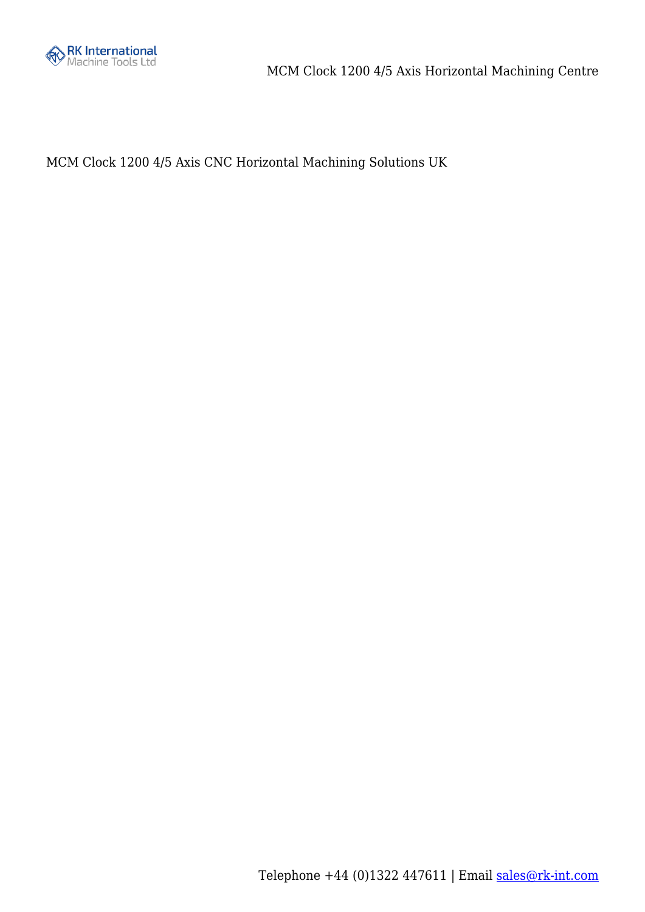MCM Clock 1200 4/5 Axis CNC Horizontal Machining Solutions UK